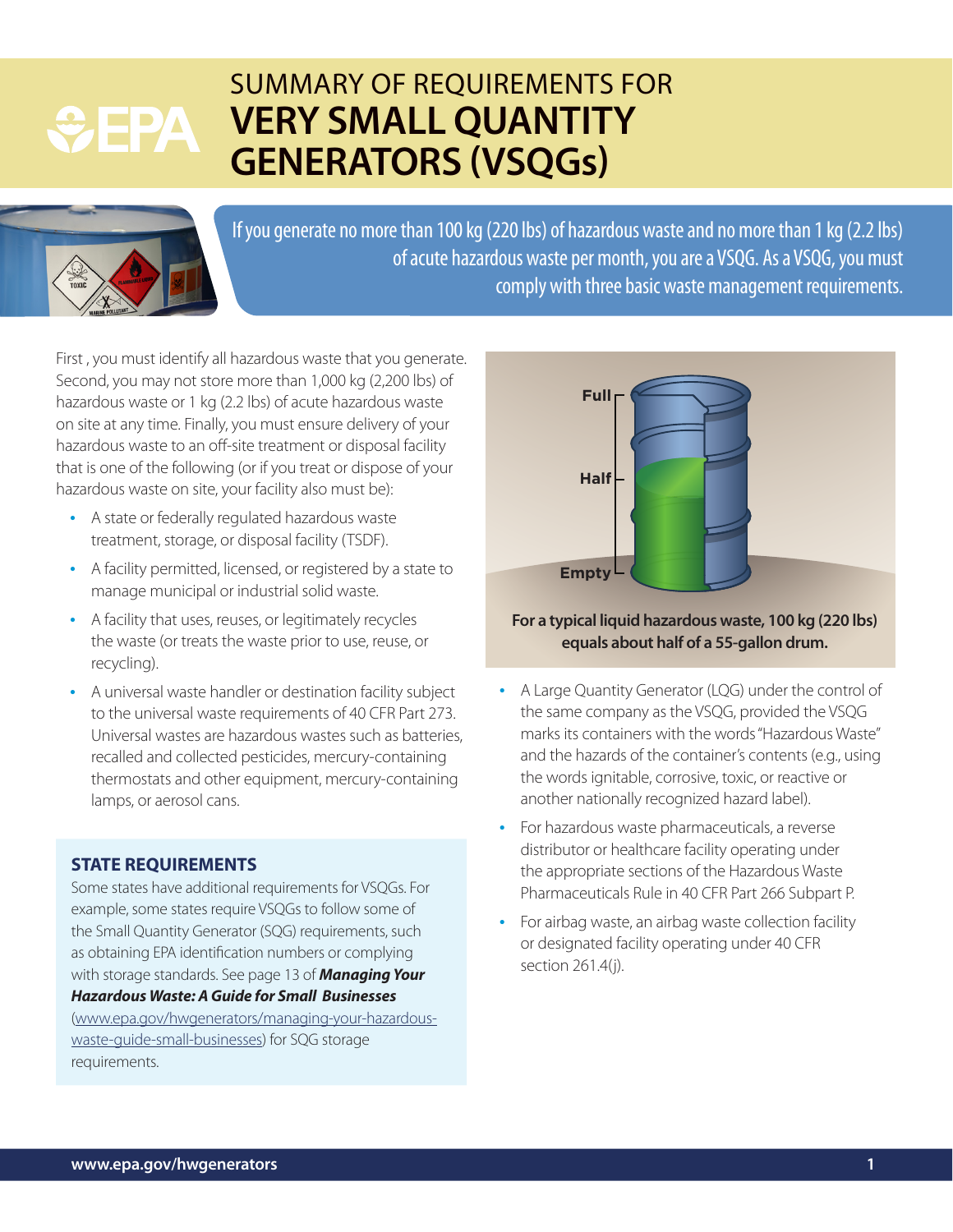# SUMMARY OF REQUIREMENTS FOR **VERY SMALL QUANTITY GENERATORS (VSQGs)**

If you generate no more than 100 kg (220 lbs) of hazardous waste and no more than 1 kg (2.2 lbs) of acute hazardous waste per month, you are a VSQG. As a VSQG, you must comply with three basic waste management requirements.

First , you must identify all hazardous waste that you generate. Second, you may not store more than 1,000 kg (2,200 lbs) of hazardous waste or 1 kg (2.2 lbs) of acute hazardous waste on site at any time. Finally, you must ensure delivery of your hazardous waste to an off-site treatment or disposal facility that is one of the following (or if you treat or dispose of your hazardous waste on site, your facility also must be):

- A state or federally regulated hazardous waste treatment, storage, or disposal facility (TSDF).
- A facility permitted, licensed, or registered by a state to manage municipal or industrial solid waste.
- A facility that uses, reuses, or legitimately recycles the waste (or treats the waste prior to use, reuse, or recycling).
- A universal waste handler or destination facility subject to the universal waste requirements of 40 CFR Part 273. Universal wastes are hazardous wastes such as batteries, recalled and collected pesticides, mercury-containing thermostats and other equipment, mercury-containing lamps, or aerosol cans.
- A Large Quantity Generator (LQG) under the control of the same company as the VSQG, provided the VSQG marks its containers with the words "Hazardous Waste" and the hazards of the container's contents (e.g., using the words ignitable, corrosive, toxic, or reactive or another nationally recognized hazard label).
- For hazardous waste pharmaceuticals, a reverse distributor or healthcare facility operating under the appropriate sections of the Hazardous Waste Pharmaceuticals Rule in 40 CFR Part 266 Subpart P.
- For airbag waste, an airbag waste collection facility or designated facility operating under 40 CFR section 261.4(j).

Full

Half

Empty

**For a typical liquid hazardous waste, 100 kg (220 lbs) equals about half of a 55-gallon drum.**

### STATE REQUIREMENTS

Some states have additional requirements for VSQGs. For example, some states require VSQGs to follow some of the Small Quantity Generator (SQG) requirements, such as obtaining EPA identification numbers or complying with storage standards. See page 13 of ***Managing Your Hazardous Waste: A Guide for Small Businesses*** (www.epa.gov/hwgenerators/managing-your-hazardous-waste-guide-small-businesses) for SQG storage requirements.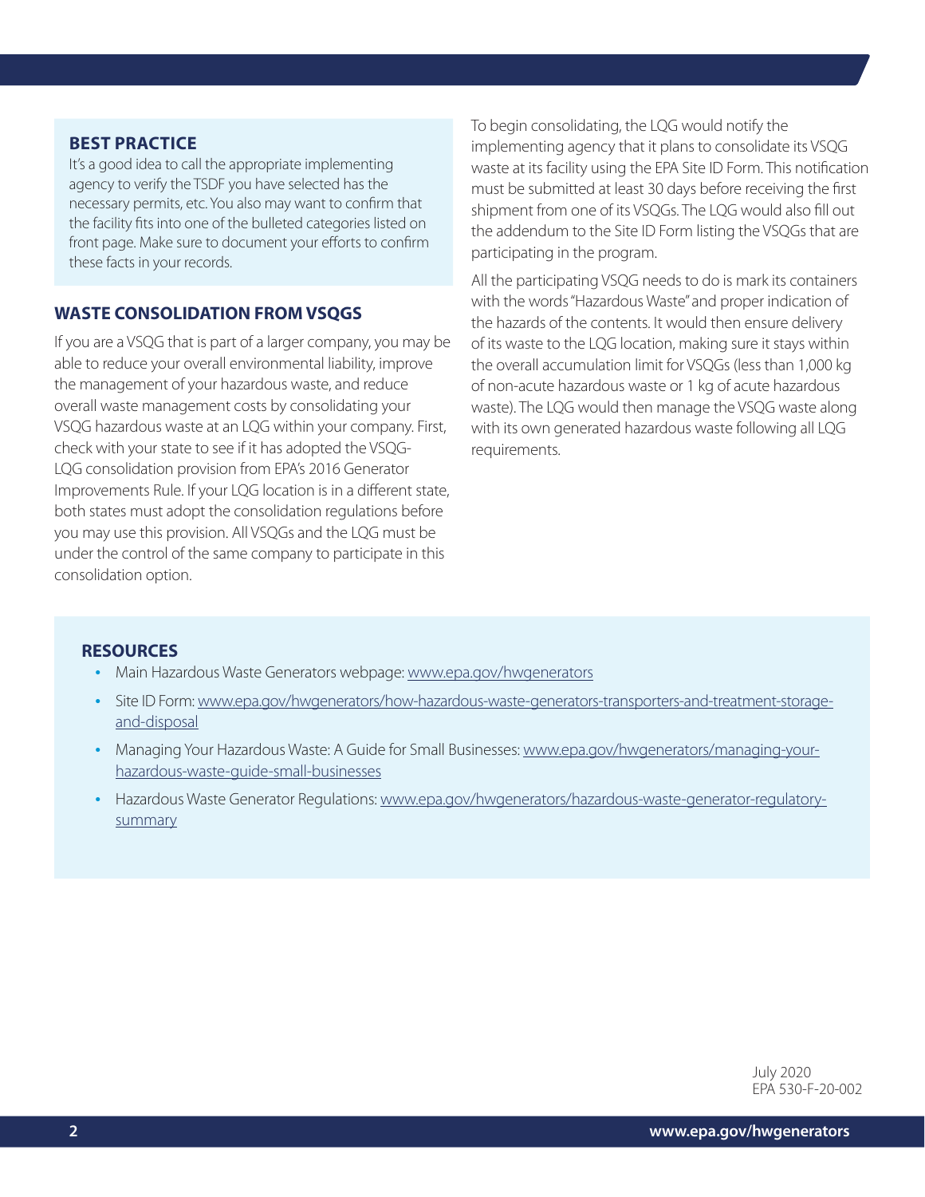## BEST PRACTICE

It's a good idea to call the appropriate implementing agency to verify the TSDF you have selected has the necessary permits, etc. You also may want to confirm that the facility fits into one of the bulleted categories listed on front page. Make sure to document your efforts to confirm these facts in your records.

## WASTE CONSOLIDATION FROM VSQGS

If you are a VSQG that is part of a larger company, you may be able to reduce your overall environmental liability, improve the management of your hazardous waste, and reduce overall waste management costs by consolidating your VSQG hazardous waste at an LQG within your company. First, check with your state to see if it has adopted the VSQG-LQG consolidation provision from EPA's 2016 Generator Improvements Rule. If your LQG location is in a different state, both states must adopt the consolidation regulations before you may use this provision. All VSQGs and the LQG must be under the control of the same company to participate in this consolidation option.

To begin consolidating, the LQG would notify the implementing agency that it plans to consolidate its VSQG waste at its facility using the EPA Site ID Form. This notification must be submitted at least 30 days before receiving the first shipment from one of its VSQGs. The LQG would also fill out the addendum to the Site ID Form listing the VSQGs that are participating in the program.

All the participating VSQG needs to do is mark its containers with the words "Hazardous Waste" and proper indication of the hazards of the contents. It would then ensure delivery of its waste to the LQG location, making sure it stays within the overall accumulation limit for VSQGs (less than 1,000 kg of non-acute hazardous waste or 1 kg of acute hazardous waste). The LQG would then manage the VSQG waste along with its own generated hazardous waste following all LQG requirements.

## RESOURCES

- Main Hazardous Waste Generators webpage: www.epa.gov/hwgenerators
- Site ID Form: www.epa.gov/hwgenerators/how-hazardous-waste-generators-transporters-and-treatment-storage-and-disposal
- Managing Your Hazardous Waste: A Guide for Small Businesses: www.epa.gov/hwgenerators/managing-your-hazardous-waste-guide-small-businesses
- Hazardous Waste Generator Regulations: www.epa.gov/hwgenerators/hazardous-waste-generator-regulatory-summary

July 2020
EPA 530-F-20-002